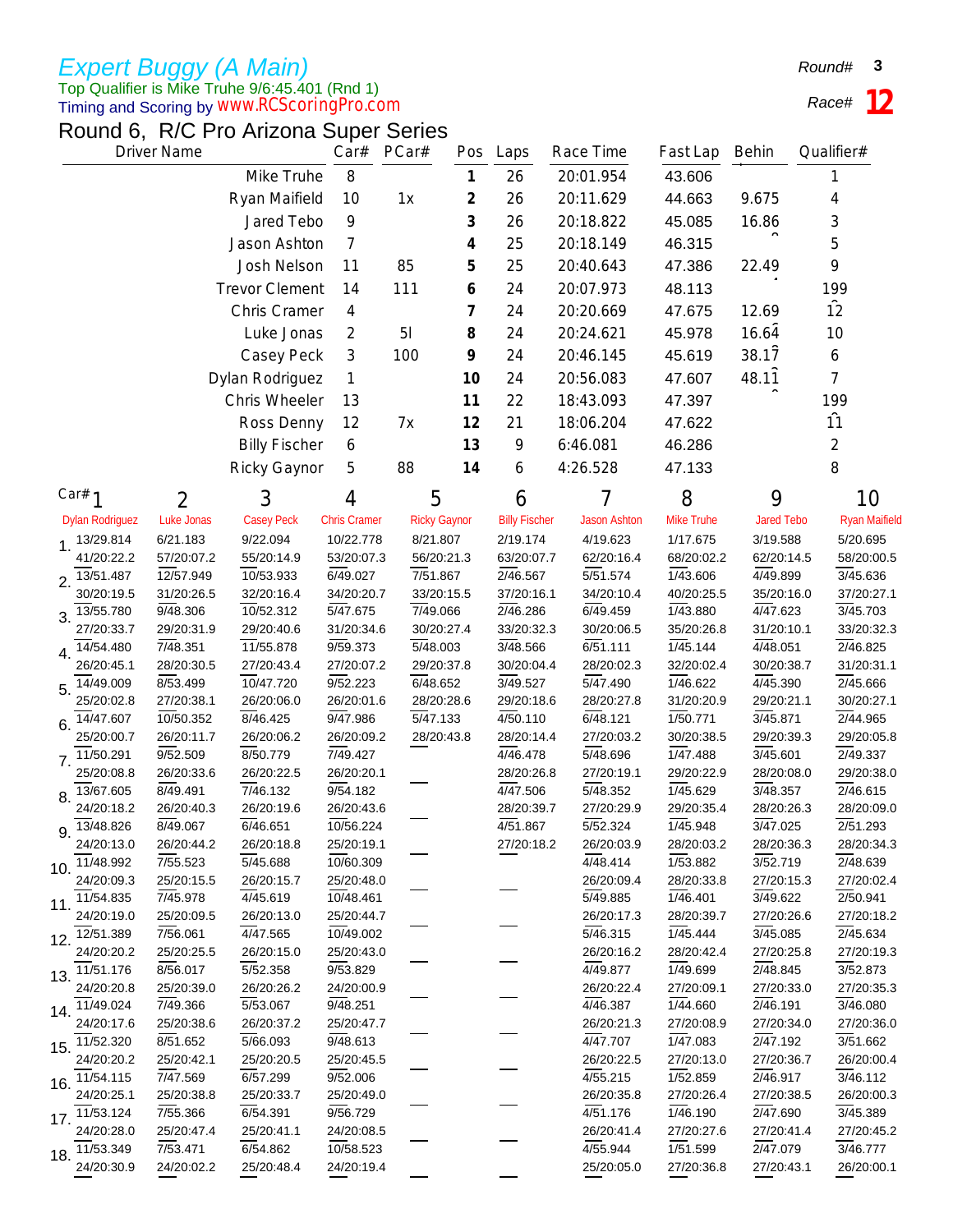*Expert Buggy (A Main)*

Top Qualifier is Mike Truhe 9/6:45.401 (Rnd 1)

Timing and Scoring by www.RCScoringPro.com

Round# **3**

Race# **12**

## Round 6, R/C Pro Arizona Super Series

| Driver Name | Car# | PCar# | Pos | Laps | Race Time | Fast Lap | Behin | Qualifier# |
|---|---|---|---|---|---|---|---|---|
| Mike Truhe | 8 | | **1** | 26 | 20:01.954 | 43.606 | | 1 |
| Ryan Maifield | 10 | 1x | **2** | 26 | 20:11.629 | 44.663 | 9.675 | 4 |
| Jared Tebo | 9 | | **3** | 26 | 20:18.822 | 45.085 | 16.86 | 3 |
| Jason Ashton | 7 | | **4** | 25 | 20:18.149 | 46.315 | | 5 |
| Josh Nelson | 11 | 85 | **5** | 25 | 20:40.643 | 47.386 | 22.49 | 9 |
| Trevor Clement | 14 | 111 | **6** | 24 | 20:07.973 | 48.113 | | 199 |
| Chris Cramer | 4 | | **7** | 24 | 20:20.669 | 47.675 | 12.69 | 12 |
| Luke Jonas | 2 | 5l | **8** | 24 | 20:24.621 | 45.978 | 16.64 | 10 |
| Casey Peck | 3 | 100 | **9** | 24 | 20:46.145 | 45.619 | 38.17 | 6 |
| Dylan Rodriguez | 1 | | **10** | 24 | 20:56.083 | 47.607 | 48.11 | 7 |
| Chris Wheeler | 13 | | **11** | 22 | 18:43.093 | 47.397 | | 199 |
| Ross Denny | 12 | 7x | **12** | 21 | 18:06.204 | 47.622 | | 11 |
| Billy Fischer | 6 | | **13** | 9 | 6:46.081 | 46.286 | | 2 |
| Ricky Gaynor | 5 | 88 | **14** | 6 | 4:26.528 | 47.133 | | 8 |

| Car# | 1 | 2 | 3 | 4 | 5 | 6 | 7 | 8 | 9 | 10 |
|---|---|---|---|---|---|---|---|---|---|---|
| | Dylan Rodriguez | Luke Jonas | Casey Peck | Chris Cramer | Ricky Gaynor | Billy Fischer | Jason Ashton | Mike Truhe | Jared Tebo | Ryan Maifield |
| 1. | 13/29.814 | 6/21.183 | 9/22.094 | 10/22.778 | 8/21.807 | 2/19.174 | 4/19.623 | 1/17.675 | 3/19.588 | 5/20.695 |
| | 41/20:22.2 | 57/20:07.2 | 55/20:14.9 | 53/20:07.3 | 56/20:21.3 | 63/20:07.7 | 62/20:16.4 | 68/20:02.2 | 62/20:14.5 | 58/20:00.5 |
| 2. | 13/51.487 | 12/57.949 | 10/53.933 | 6/49.027 | 7/51.867 | 2/46.567 | 5/51.574 | 1/43.606 | 4/49.899 | 3/45.636 |
| | 30/20:19.5 | 31/20:26.5 | 32/20:16.4 | 34/20:20.7 | 33/20:15.5 | 37/20:16.1 | 34/20:10.4 | 40/20:25.5 | 35/20:16.0 | 37/20:27.1 |
| 3. | 13/55.780 | 9/48.306 | 10/52.312 | 5/47.675 | 7/49.066 | 2/46.286 | 6/49.459 | 1/43.880 | 4/47.623 | 3/45.703 |
| | 27/20:33.7 | 29/20:31.9 | 29/20:40.6 | 31/20:34.6 | 30/20:27.4 | 33/20:32.3 | 30/20:06.5 | 35/20:26.8 | 31/20:10.1 | 33/20:32.3 |
| 4. | 14/54.480 | 7/48.351 | 11/55.878 | 9/59.373 | 5/48.003 | 3/48.566 | 6/51.111 | 1/45.144 | 4/48.051 | 2/46.825 |
| | 26/20:45.1 | 28/20:30.5 | 27/20:43.4 | 27/20:07.2 | 29/20:37.8 | 30/20:04.4 | 28/20:02.3 | 32/20:02.4 | 30/20:38.7 | 31/20:31.1 |
| 5. | 14/49.009 | 8/53.499 | 10/47.720 | 9/52.223 | 6/48.652 | 3/49.527 | 5/47.490 | 1/46.622 | 4/45.390 | 2/45.666 |
| | 25/20:02.8 | 27/20:38.1 | 26/20:06.0 | 26/20:01.6 | 28/20:28.6 | 29/20:18.6 | 28/20:27.8 | 31/20:20.9 | 29/20:21.1 | 30/20:27.1 |
| 6. | 14/47.607 | 10/50.352 | 8/46.425 | 9/47.986 | 5/47.133 | 4/50.110 | 6/48.121 | 1/50.771 | 3/45.871 | 2/44.965 |
| | 25/20:00.7 | 26/20:11.7 | 26/20:06.2 | 26/20:09.2 | 28/20:43.8 | 28/20:14.4 | 27/20:03.2 | 30/20:38.5 | 29/20:39.3 | 29/20:05.8 |
| 7. | 11/50.291 | 9/52.509 | 8/50.779 | 7/49.427 | | 4/46.478 | 5/48.696 | 1/47.488 | 3/45.601 | 2/49.337 |
| | 25/20:08.8 | 26/20:33.6 | 26/20:22.5 | 26/20:20.1 | | 28/20:26.8 | 27/20:19.1 | 29/20:22.9 | 28/20:08.0 | 29/20:38.0 |
| 8. | 13/67.605 | 8/49.491 | 7/46.132 | 9/54.182 | | 4/47.506 | 5/48.352 | 1/45.629 | 3/48.357 | 2/46.615 |
| | 24/20:18.2 | 26/20:40.3 | 26/20:19.6 | 26/20:43.6 | | 28/20:39.7 | 27/20:29.9 | 29/20:35.4 | 28/20:26.3 | 28/20:09.0 |
| 9. | 13/48.826 | 8/49.067 | 6/46.651 | 10/56.224 | | 4/51.867 | 5/52.324 | 1/45.948 | 3/47.025 | 2/51.293 |
| | 24/20:13.0 | 26/20:44.2 | 26/20:18.8 | 25/20:19.1 | | 27/20:18.2 | 26/20:03.9 | 28/20:03.2 | 28/20:36.3 | 28/20:34.3 |
| 10. | 11/48.992 | 7/55.523 | 5/45.688 | 10/60.309 | | | 4/48.414 | 1/53.882 | 3/52.719 | 2/48.639 |
| | 24/20:09.3 | 25/20:15.5 | 26/20:15.7 | 25/20:48.0 | | | 26/20:09.4 | 28/20:33.8 | 27/20:15.3 | 27/20:02.4 |
| 11. | 11/54.835 | 7/45.978 | 4/45.619 | 10/48.461 | | | 5/49.885 | 1/46.401 | 3/49.622 | 2/50.941 |
| | 24/20:19.0 | 25/20:09.5 | 26/20:13.0 | 25/20:44.7 | | | 26/20:17.3 | 28/20:39.7 | 27/20:26.6 | 27/20:18.2 |
| 12. | 12/51.389 | 7/56.061 | 4/47.565 | 10/49.002 | | | 5/46.315 | 1/45.444 | 3/45.085 | 2/45.634 |
| | 24/20:20.2 | 25/20:25.5 | 26/20:15.0 | 25/20:43.0 | | | 26/20:16.2 | 28/20:42.4 | 27/20:25.8 | 27/20:19.3 |
| 13. | 11/51.176 | 8/56.017 | 5/52.358 | 9/53.829 | | | 4/49.877 | 1/49.699 | 2/48.845 | 3/52.873 |
| | 24/20:20.8 | 25/20:39.0 | 26/20:26.2 | 24/20:00.9 | | | 26/20:22.4 | 27/20:09.1 | 27/20:33.0 | 27/20:35.3 |
| 14. | 11/49.024 | 7/49.366 | 5/53.067 | 9/48.251 | | | 4/46.387 | 1/44.660 | 2/46.191 | 3/46.080 |
| | 24/20:17.6 | 25/20:38.6 | 26/20:37.2 | 25/20:47.7 | | | 26/20:21.3 | 27/20:08.9 | 27/20:34.0 | 27/20:36.0 |
| 15. | 11/52.320 | 8/51.652 | 5/66.093 | 9/48.613 | | | 4/47.707 | 1/47.083 | 2/47.192 | 3/51.662 |
| | 24/20:20.2 | 25/20:42.1 | 25/20:20.5 | 25/20:45.5 | | | 26/20:22.5 | 27/20:13.0 | 27/20:36.7 | 26/20:00.4 |
| 16. | 11/54.115 | 7/47.569 | 6/57.299 | 9/52.006 | | | 4/55.215 | 1/52.859 | 2/46.917 | 3/46.112 |
| | 24/20:25.1 | 25/20:38.8 | 25/20:33.7 | 25/20:49.0 | | | 26/20:35.8 | 27/20:26.4 | 27/20:38.5 | 26/20:00.3 |
| 17. | 11/53.124 | 7/55.366 | 6/54.391 | 9/56.729 | | | 4/51.176 | 1/46.190 | 2/47.690 | 3/45.389 |
| | 24/20:28.0 | 25/20:47.4 | 25/20:41.1 | 24/20:08.5 | | | 26/20:41.4 | 27/20:27.6 | 27/20:41.4 | 27/20:45.2 |
| 18. | 11/53.349 | 7/53.471 | 6/54.862 | 10/58.523 | | | 4/55.944 | 1/51.599 | 2/47.079 | 3/46.777 |
| | 24/20:30.9 | 24/20:02.2 | 25/20:48.4 | 24/20:19.4 | | | 25/20:05.0 | 27/20:36.8 | 27/20:43.1 | 26/20:00.1 |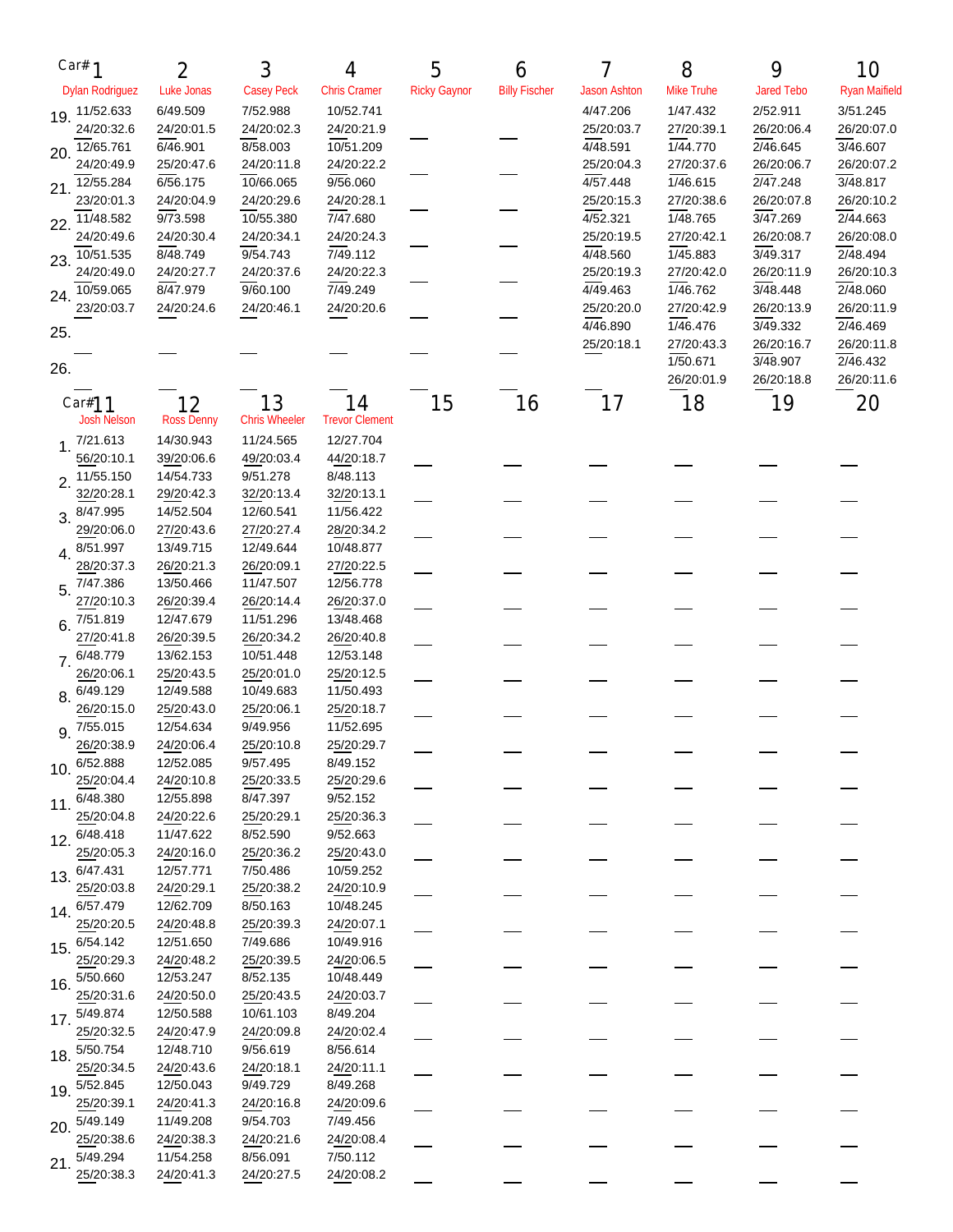| Car# | 1 | 2 | 3 | 4 | 5 | 6 | 7 | 8 | 9 | 10 |
|---|---|---|---|---|---|---|---|---|---|---|
| | Dylan Rodriguez | Luke Jonas | Casey Peck | Chris Cramer | Ricky Gaynor | Billy Fischer | Jason Ashton | Mike Truhe | Jared Tebo | Ryan Maifield |
| 19. | 11/52.633<br>24/20:32.6 | 6/49.509<br>24/20:01.5 | 7/52.988<br>24/20:02.3 | 10/52.741<br>24/20:21.9 | | | 4/47.206<br>25/20:03.7 | 1/47.432<br>27/20:39.1 | 2/52.911<br>26/20:06.4 | 3/51.245<br>26/20:07.0 |
| 20. | 12/65.761<br>24/20:49.9 | 6/46.901<br>25/20:47.6 | 8/58.003<br>24/20:11.8 | 10/51.209<br>24/20:22.2 | | | 4/48.591<br>25/20:04.3 | 1/44.770<br>27/20:37.6 | 2/46.645<br>26/20:06.7 | 3/46.607<br>26/20:07.2 |
| 21. | 12/55.284<br>23/20:01.3 | 6/56.175<br>24/20:04.9 | 10/66.065<br>24/20:29.6 | 9/56.060<br>24/20:28.1 | | | 4/57.448<br>25/20:15.3 | 1/46.615<br>27/20:38.6 | 2/47.248<br>26/20:07.8 | 3/48.817<br>26/20:10.2 |
| 22. | 11/48.582<br>24/20:49.6 | 9/73.598<br>24/20:30.4 | 10/55.380<br>24/20:34.1 | 7/47.680<br>24/20:24.3 | | | 4/52.321<br>25/20:19.5 | 1/48.765<br>27/20:42.1 | 3/47.269<br>26/20:08.7 | 2/44.663<br>26/20:08.0 |
| 23. | 10/51.535<br>24/20:49.0 | 8/48.749<br>24/20:27.7 | 9/54.743<br>24/20:37.6 | 7/49.112<br>24/20:22.3 | | | 4/48.560<br>25/20:19.3 | 1/45.883<br>27/20:42.0 | 3/49.317<br>26/20:11.9 | 2/48.494<br>26/20:10.3 |
| 24. | 10/59.065<br>23/20:03.7 | 8/47.979<br>24/20:24.6 | 9/60.100<br>24/20:46.1 | 7/49.249<br>24/20:20.6 | | | 4/49.463<br>25/20:20.0 | 1/46.762<br>27/20:42.9 | 3/48.448<br>26/20:13.9 | 2/48.060<br>26/20:11.9 |
| 25. | | | | | | | 4/46.890<br>25/20:18.1 | 1/46.476<br>27/20:43.3 | 3/49.332<br>26/20:16.7 | 2/46.469<br>26/20:11.8 |
| 26. | | | | | | | | 1/50.671<br>26/20:01.9 | 3/48.907<br>26/20:18.8 | 2/46.432<br>26/20:11.6 |

| Car# | 11 | 12 | 13 | 14 | 15 | 16 | 17 | 18 | 19 | 20 |
|---|---|---|---|---|---|---|---|---|---|---|
| | Josh Nelson | Ross Denny | Chris Wheeler | Trevor Clement | | | | | | |
| 1. | 7/21.613<br>56/20:10.1 | 14/30.943<br>39/20:06.6 | 11/24.565<br>49/20:03.4 | 12/27.704<br>44/20:18.7 | | | | | | |
| 2. | 11/55.150<br>32/20:28.1 | 14/54.733<br>29/20:42.3 | 9/51.278<br>32/20:13.4 | 8/48.113<br>32/20:13.1 | | | | | | |
| 3. | 8/47.995<br>29/20:06.0 | 14/52.504<br>27/20:43.6 | 12/60.541<br>27/20:27.4 | 11/56.422<br>28/20:34.2 | | | | | | |
| 4. | 8/51.997<br>28/20:37.3 | 13/49.715<br>26/20:21.3 | 12/49.644<br>26/20:09.1 | 10/48.877<br>27/20:22.5 | | | | | | |
| 5. | 7/47.386<br>27/20:10.3 | 13/50.466<br>26/20:39.4 | 11/47.507<br>26/20:14.4 | 12/56.778<br>26/20:37.0 | | | | | | |
| 6. | 7/51.819<br>27/20:41.8 | 12/47.679<br>26/20:39.5 | 11/51.296<br>26/20:34.2 | 13/48.468<br>26/20:40.8 | | | | | | |
| 7. | 6/48.779<br>26/20:06.1 | 13/62.153<br>25/20:43.5 | 10/51.448<br>25/20:01.0 | 12/53.148<br>25/20:12.5 | | | | | | |
| 8. | 6/49.129<br>26/20:15.0 | 12/49.588<br>25/20:43.0 | 10/49.683<br>25/20:06.1 | 11/50.493<br>25/20:18.7 | | | | | | |
| 9. | 7/55.015<br>26/20:38.9 | 12/54.634<br>24/20:06.4 | 9/49.956<br>25/20:10.8 | 11/52.695<br>25/20:29.7 | | | | | | |
| 10. | 6/52.888<br>25/20:04.4 | 12/52.085<br>24/20:10.8 | 9/57.495<br>25/20:33.5 | 8/49.152<br>25/20:29.6 | | | | | | |
| 11. | 6/48.380<br>25/20:04.8 | 12/55.898<br>24/20:22.6 | 8/47.397<br>25/20:29.1 | 9/52.152<br>25/20:36.3 | | | | | | |
| 12. | 6/48.418<br>25/20:05.3 | 11/47.622<br>24/20:16.0 | 8/52.590<br>25/20:36.2 | 9/52.663<br>25/20:43.0 | | | | | | |
| 13. | 6/47.431<br>25/20:03.8 | 12/57.771<br>24/20:29.1 | 7/50.486<br>25/20:38.2 | 10/59.252<br>24/20:10.9 | | | | | | |
| 14. | 6/57.479<br>25/20:20.5 | 12/62.709<br>24/20:48.8 | 8/50.163<br>25/20:39.3 | 10/48.245<br>24/20:07.1 | | | | | | |
| 15. | 6/54.142<br>25/20:29.3 | 12/51.650<br>24/20:48.2 | 7/49.686<br>25/20:39.5 | 10/49.916<br>24/20:06.5 | | | | | | |
| 16. | 5/50.660<br>25/20:31.6 | 12/53.247<br>24/20:50.0 | 8/52.135<br>25/20:43.5 | 10/48.449<br>24/20:03.7 | | | | | | |
| 17. | 5/49.874<br>25/20:32.5 | 12/50.588<br>24/20:47.9 | 10/61.103<br>24/20:09.8 | 8/49.204<br>24/20:02.4 | | | | | | |
| 18. | 5/50.754<br>25/20:34.5 | 12/48.710<br>24/20:43.6 | 9/56.619<br>24/20:18.1 | 8/56.614<br>24/20:11.1 | | | | | | |
| 19. | 5/52.845<br>25/20:39.1 | 12/50.043<br>24/20:41.3 | 9/49.729<br>24/20:16.8 | 8/49.268<br>24/20:09.6 | | | | | | |
| 20. | 5/49.149<br>25/20:38.6 | 11/49.208<br>24/20:38.3 | 9/54.703<br>24/20:21.6 | 7/49.456<br>24/20:08.4 | | | | | | |
| 21. | 5/49.294<br>25/20:38.3 | 11/54.258<br>24/20:41.3 | 8/56.091<br>24/20:27.5 | 7/50.112<br>24/20:08.2 | | | | | | |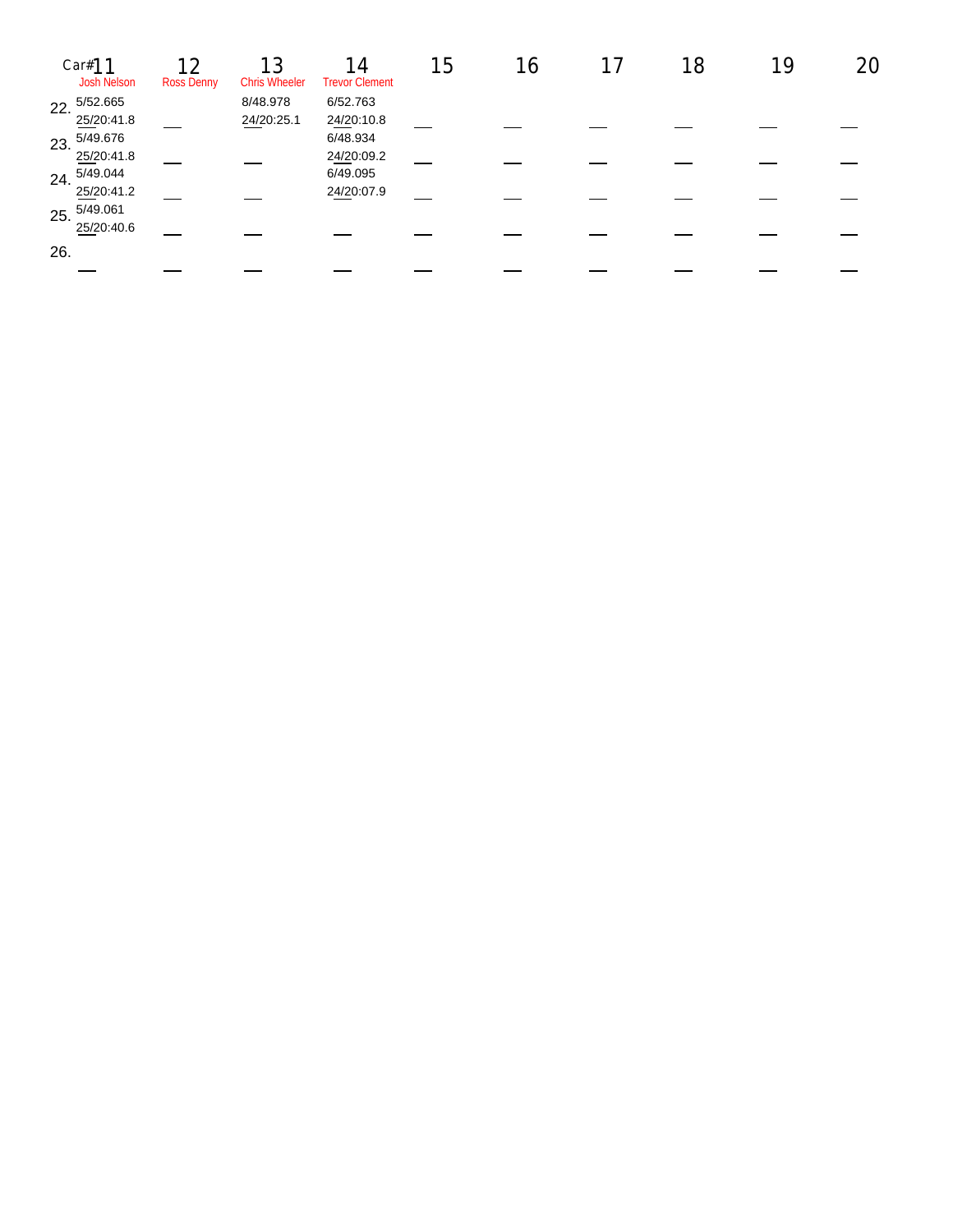| Car# | 11 Josh Nelson | 12 Ross Denny | 13 Chris Wheeler | 14 Trevor Clement | 15 | 16 | 17 | 18 | 19 | 20 |
|---|---|---|---|---|---|---|---|---|---|---|
| 22. | 5/52.665 25/20:41.8 | | 8/48.978 24/20:25.1 | 6/52.763 24/20:10.8 | | | | | | |
| 23. | 5/49.676 25/20:41.8 | | | 6/48.934 24/20:09.2 | | | | | | |
| 24. | 5/49.044 25/20:41.2 | | | 6/49.095 24/20:07.9 | | | | | | |
| 25. | 5/49.061 25/20:40.6 | | | | | | | | | |
| 26. | | | | | | | | | | |